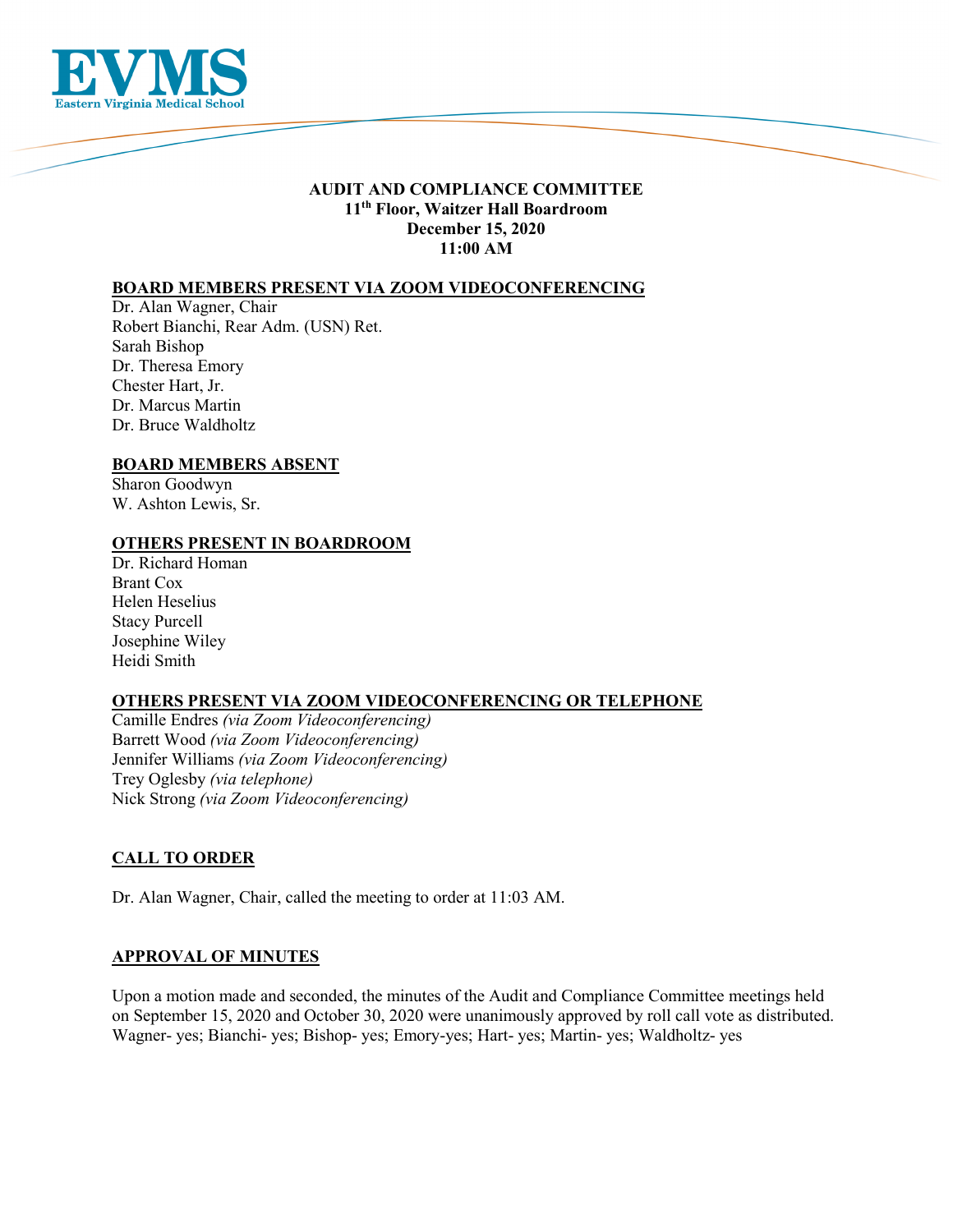**EVMS**
Eastern Virginia Medical School

# AUDIT AND COMPLIANCE COMMITTEE
**11th Floor, Waitzer Hall Boardroom**
**December 15, 2020**
**11:00 AM**

## BOARD MEMBERS PRESENT VIA ZOOM VIDEOCONFERENCING
Dr. Alan Wagner, Chair
Robert Bianchi, Rear Adm. (USN) Ret.
Sarah Bishop
Dr. Theresa Emory
Chester Hart, Jr.
Dr. Marcus Martin
Dr. Bruce Waldholtz

## BOARD MEMBERS ABSENT
Sharon Goodwyn
W. Ashton Lewis, Sr.

## OTHERS PRESENT IN BOARDROOM
Dr. Richard Homan
Brant Cox
Helen Heselius
Stacy Purcell
Josephine Wiley
Heidi Smith

## OTHERS PRESENT VIA ZOOM VIDEOCONFERENCING OR TELEPHONE
Camille Endres *(via Zoom Videoconferencing)*
Barrett Wood *(via Zoom Videoconferencing)*
Jennifer Williams *(via Zoom Videoconferencing)*
Trey Oglesby *(via telephone)*
Nick Strong *(via Zoom Videoconferencing)*

## CALL TO ORDER

Dr. Alan Wagner, Chair, called the meeting to order at 11:03 AM.

## APPROVAL OF MINUTES

Upon a motion made and seconded, the minutes of the Audit and Compliance Committee meetings held on September 15, 2020 and October 30, 2020 were unanimously approved by roll call vote as distributed. Wagner- yes; Bianchi- yes; Bishop- yes; Emory-yes; Hart- yes; Martin- yes; Waldholtz- yes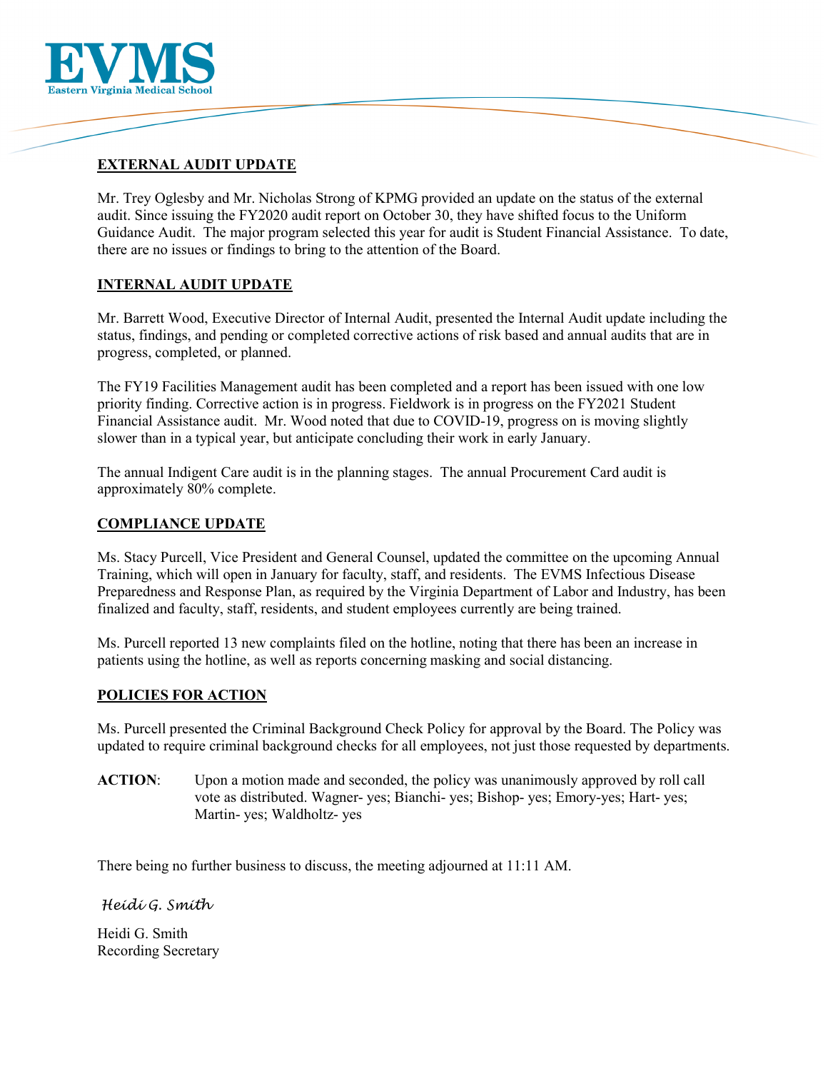## EXTERNAL AUDIT UPDATE

Mr. Trey Oglesby and Mr. Nicholas Strong of KPMG provided an update on the status of the external audit. Since issuing the FY2020 audit report on October 30, they have shifted focus to the Uniform Guidance Audit. The major program selected this year for audit is Student Financial Assistance. To date, there are no issues or findings to bring to the attention of the Board.

## INTERNAL AUDIT UPDATE

Mr. Barrett Wood, Executive Director of Internal Audit, presented the Internal Audit update including the status, findings, and pending or completed corrective actions of risk based and annual audits that are in progress, completed, or planned.

The FY19 Facilities Management audit has been completed and a report has been issued with one low priority finding. Corrective action is in progress. Fieldwork is in progress on the FY2021 Student Financial Assistance audit. Mr. Wood noted that due to COVID-19, progress on is moving slightly slower than in a typical year, but anticipate concluding their work in early January.

The annual Indigent Care audit is in the planning stages. The annual Procurement Card audit is approximately 80% complete.

## COMPLIANCE UPDATE

Ms. Stacy Purcell, Vice President and General Counsel, updated the committee on the upcoming Annual Training, which will open in January for faculty, staff, and residents. The EVMS Infectious Disease Preparedness and Response Plan, as required by the Virginia Department of Labor and Industry, has been finalized and faculty, staff, residents, and student employees currently are being trained.

Ms. Purcell reported 13 new complaints filed on the hotline, noting that there has been an increase in patients using the hotline, as well as reports concerning masking and social distancing.

## POLICIES FOR ACTION

Ms. Purcell presented the Criminal Background Check Policy for approval by the Board. The Policy was updated to require criminal background checks for all employees, not just those requested by departments.

**ACTION**: Upon a motion made and seconded, the policy was unanimously approved by roll call vote as distributed. Wagner- yes; Bianchi- yes; Bishop- yes; Emory-yes; Hart- yes; Martin- yes; Waldholtz- yes

There being no further business to discuss, the meeting adjourned at 11:11 AM.

*Heidi G. Smith*

Heidi G. Smith
Recording Secretary